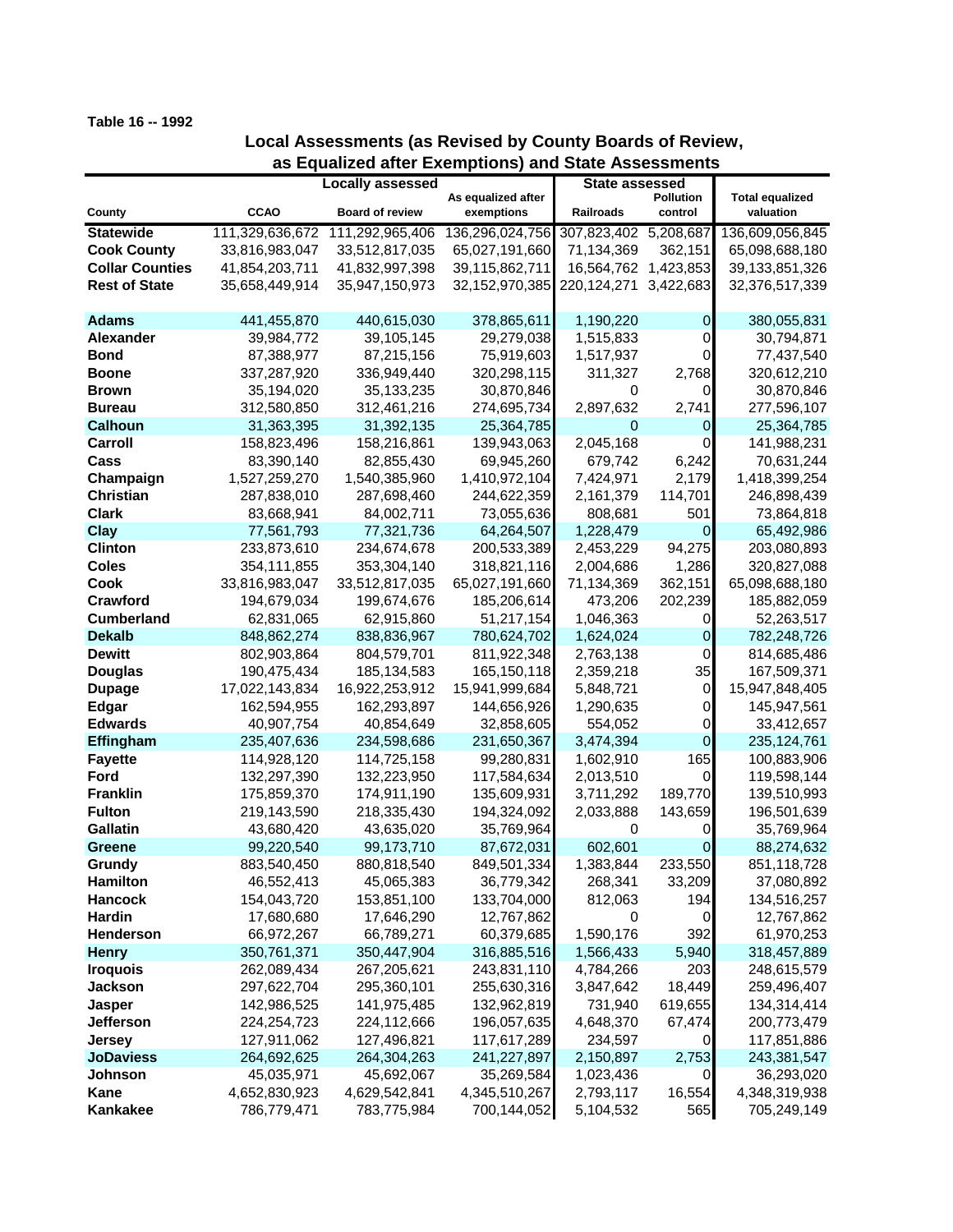**Table 16 -- 1992**

## Local Assessments (as Revised by County Boards of Review, as Equalized after Exemptions) and State Assessments

| County | Locally assessed | | | State assessed | | Total equalized valuation |
|---|---|---|---|---|---|---|
| | CCAO | Board of review | As equalized after exemptions | Railroads | Pollution control | |
| **Statewide** | 111,329,636,672 | 111,292,965,406 | 136,296,024,756 | 307,823,402 | 5,208,687 | 136,609,056,845 |
| **Cook County** | 33,816,983,047 | 33,512,817,035 | 65,027,191,660 | 71,134,369 | 362,151 | 65,098,688,180 |
| **Collar Counties** | 41,854,203,711 | 41,832,997,398 | 39,115,862,711 | 16,564,762 | 1,423,853 | 39,133,851,326 |
| **Rest of State** | 35,658,449,914 | 35,947,150,973 | 32,152,970,385 | 220,124,271 | 3,422,683 | 32,376,517,339 |
| | | | | | | |
| **Adams** | 441,455,870 | 440,615,030 | 378,865,611 | 1,190,220 | 0 | 380,055,831 |
| **Alexander** | 39,984,772 | 39,105,145 | 29,279,038 | 1,515,833 | 0 | 30,794,871 |
| **Bond** | 87,388,977 | 87,215,156 | 75,919,603 | 1,517,937 | 0 | 77,437,540 |
| **Boone** | 337,287,920 | 336,949,440 | 320,298,115 | 311,327 | 2,768 | 320,612,210 |
| **Brown** | 35,194,020 | 35,133,235 | 30,870,846 | 0 | 0 | 30,870,846 |
| **Bureau** | 312,580,850 | 312,461,216 | 274,695,734 | 2,897,632 | 2,741 | 277,596,107 |
| **Calhoun** | 31,363,395 | 31,392,135 | 25,364,785 | 0 | 0 | 25,364,785 |
| **Carroll** | 158,823,496 | 158,216,861 | 139,943,063 | 2,045,168 | 0 | 141,988,231 |
| **Cass** | 83,390,140 | 82,855,430 | 69,945,260 | 679,742 | 6,242 | 70,631,244 |
| **Champaign** | 1,527,259,270 | 1,540,385,960 | 1,410,972,104 | 7,424,971 | 2,179 | 1,418,399,254 |
| **Christian** | 287,838,010 | 287,698,460 | 244,622,359 | 2,161,379 | 114,701 | 246,898,439 |
| **Clark** | 83,668,941 | 84,002,711 | 73,055,636 | 808,681 | 501 | 73,864,818 |
| **Clay** | 77,561,793 | 77,321,736 | 64,264,507 | 1,228,479 | 0 | 65,492,986 |
| **Clinton** | 233,873,610 | 234,674,678 | 200,533,389 | 2,453,229 | 94,275 | 203,080,893 |
| **Coles** | 354,111,855 | 353,304,140 | 318,821,116 | 2,004,686 | 1,286 | 320,827,088 |
| **Cook** | 33,816,983,047 | 33,512,817,035 | 65,027,191,660 | 71,134,369 | 362,151 | 65,098,688,180 |
| **Crawford** | 194,679,034 | 199,674,676 | 185,206,614 | 473,206 | 202,239 | 185,882,059 |
| **Cumberland** | 62,831,065 | 62,915,860 | 51,217,154 | 1,046,363 | 0 | 52,263,517 |
| **Dekalb** | 848,862,274 | 838,836,967 | 780,624,702 | 1,624,024 | 0 | 782,248,726 |
| **Dewitt** | 802,903,864 | 804,579,701 | 811,922,348 | 2,763,138 | 0 | 814,685,486 |
| **Douglas** | 190,475,434 | 185,134,583 | 165,150,118 | 2,359,218 | 35 | 167,509,371 |
| **Dupage** | 17,022,143,834 | 16,922,253,912 | 15,941,999,684 | 5,848,721 | 0 | 15,947,848,405 |
| **Edgar** | 162,594,955 | 162,293,897 | 144,656,926 | 1,290,635 | 0 | 145,947,561 |
| **Edwards** | 40,907,754 | 40,854,649 | 32,858,605 | 554,052 | 0 | 33,412,657 |
| **Effingham** | 235,407,636 | 234,598,686 | 231,650,367 | 3,474,394 | 0 | 235,124,761 |
| **Fayette** | 114,928,120 | 114,725,158 | 99,280,831 | 1,602,910 | 165 | 100,883,906 |
| **Ford** | 132,297,390 | 132,223,950 | 117,584,634 | 2,013,510 | 0 | 119,598,144 |
| **Franklin** | 175,859,370 | 174,911,190 | 135,609,931 | 3,711,292 | 189,770 | 139,510,993 |
| **Fulton** | 219,143,590 | 218,335,430 | 194,324,092 | 2,033,888 | 143,659 | 196,501,639 |
| **Gallatin** | 43,680,420 | 43,635,020 | 35,769,964 | 0 | 0 | 35,769,964 |
| **Greene** | 99,220,540 | 99,173,710 | 87,672,031 | 602,601 | 0 | 88,274,632 |
| **Grundy** | 883,540,450 | 880,818,540 | 849,501,334 | 1,383,844 | 233,550 | 851,118,728 |
| **Hamilton** | 46,552,413 | 45,065,383 | 36,779,342 | 268,341 | 33,209 | 37,080,892 |
| **Hancock** | 154,043,720 | 153,851,100 | 133,704,000 | 812,063 | 194 | 134,516,257 |
| **Hardin** | 17,680,680 | 17,646,290 | 12,767,862 | 0 | 0 | 12,767,862 |
| **Henderson** | 66,972,267 | 66,789,271 | 60,379,685 | 1,590,176 | 392 | 61,970,253 |
| **Henry** | 350,761,371 | 350,447,904 | 316,885,516 | 1,566,433 | 5,940 | 318,457,889 |
| **Iroquois** | 262,089,434 | 267,205,621 | 243,831,110 | 4,784,266 | 203 | 248,615,579 |
| **Jackson** | 297,622,704 | 295,360,101 | 255,630,316 | 3,847,642 | 18,449 | 259,496,407 |
| **Jasper** | 142,986,525 | 141,975,485 | 132,962,819 | 731,940 | 619,655 | 134,314,414 |
| **Jefferson** | 224,254,723 | 224,112,666 | 196,057,635 | 4,648,370 | 67,474 | 200,773,479 |
| **Jersey** | 127,911,062 | 127,496,821 | 117,617,289 | 234,597 | 0 | 117,851,886 |
| **JoDaviess** | 264,692,625 | 264,304,263 | 241,227,897 | 2,150,897 | 2,753 | 243,381,547 |
| **Johnson** | 45,035,971 | 45,692,067 | 35,269,584 | 1,023,436 | 0 | 36,293,020 |
| **Kane** | 4,652,830,923 | 4,629,542,841 | 4,345,510,267 | 2,793,117 | 16,554 | 4,348,319,938 |
| **Kankakee** | 786,779,471 | 783,775,984 | 700,144,052 | 5,104,532 | 565 | 705,249,149 |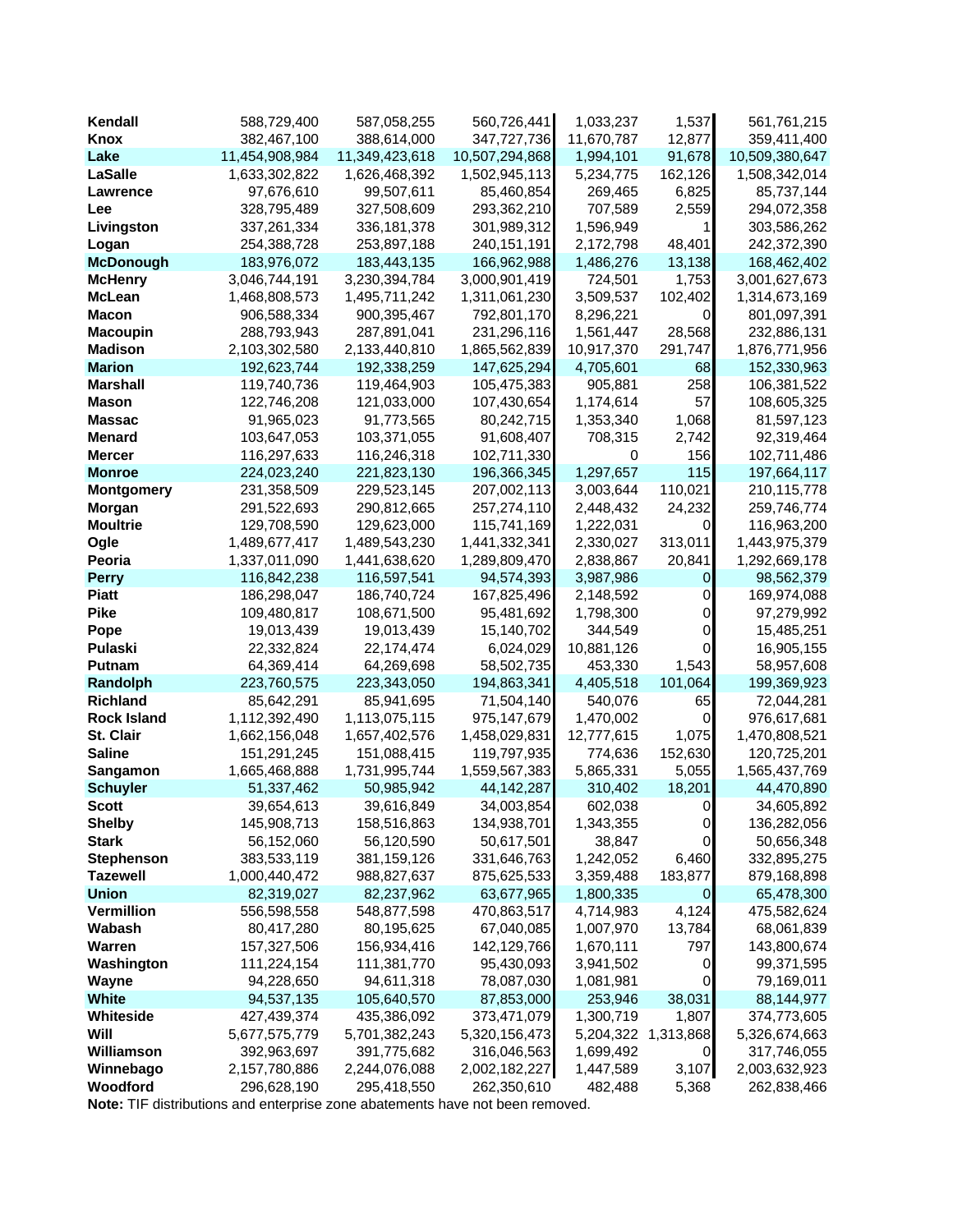| | | | | | | |
|---|---|---|---|---|---|---|
| **Kendall** | 588,729,400 | 587,058,255 | 560,726,441 | 1,033,237 | 1,537 | 561,761,215 |
| **Knox** | 382,467,100 | 388,614,000 | 347,727,736 | 11,670,787 | 12,877 | 359,411,400 |
| **Lake** | 11,454,908,984 | 11,349,423,618 | 10,507,294,868 | 1,994,101 | 91,678 | 10,509,380,647 |
| **LaSalle** | 1,633,302,822 | 1,626,468,392 | 1,502,945,113 | 5,234,775 | 162,126 | 1,508,342,014 |
| **Lawrence** | 97,676,610 | 99,507,611 | 85,460,854 | 269,465 | 6,825 | 85,737,144 |
| **Lee** | 328,795,489 | 327,508,609 | 293,362,210 | 707,589 | 2,559 | 294,072,358 |
| **Livingston** | 337,261,334 | 336,181,378 | 301,989,312 | 1,596,949 | 1 | 303,586,262 |
| **Logan** | 254,388,728 | 253,897,188 | 240,151,191 | 2,172,798 | 48,401 | 242,372,390 |
| **McDonough** | 183,976,072 | 183,443,135 | 166,962,988 | 1,486,276 | 13,138 | 168,462,402 |
| **McHenry** | 3,046,744,191 | 3,230,394,784 | 3,000,901,419 | 724,501 | 1,753 | 3,001,627,673 |
| **McLean** | 1,468,808,573 | 1,495,711,242 | 1,311,061,230 | 3,509,537 | 102,402 | 1,314,673,169 |
| **Macon** | 906,588,334 | 900,395,467 | 792,801,170 | 8,296,221 | 0 | 801,097,391 |
| **Macoupin** | 288,793,943 | 287,891,041 | 231,296,116 | 1,561,447 | 28,568 | 232,886,131 |
| **Madison** | 2,103,302,580 | 2,133,440,810 | 1,865,562,839 | 10,917,370 | 291,747 | 1,876,771,956 |
| **Marion** | 192,623,744 | 192,338,259 | 147,625,294 | 4,705,601 | 68 | 152,330,963 |
| **Marshall** | 119,740,736 | 119,464,903 | 105,475,383 | 905,881 | 258 | 106,381,522 |
| **Mason** | 122,746,208 | 121,033,000 | 107,430,654 | 1,174,614 | 57 | 108,605,325 |
| **Massac** | 91,965,023 | 91,773,565 | 80,242,715 | 1,353,340 | 1,068 | 81,597,123 |
| **Menard** | 103,647,053 | 103,371,055 | 91,608,407 | 708,315 | 2,742 | 92,319,464 |
| **Mercer** | 116,297,633 | 116,246,318 | 102,711,330 | 0 | 156 | 102,711,486 |
| **Monroe** | 224,023,240 | 221,823,130 | 196,366,345 | 1,297,657 | 115 | 197,664,117 |
| **Montgomery** | 231,358,509 | 229,523,145 | 207,002,113 | 3,003,644 | 110,021 | 210,115,778 |
| **Morgan** | 291,522,693 | 290,812,665 | 257,274,110 | 2,448,432 | 24,232 | 259,746,774 |
| **Moultrie** | 129,708,590 | 129,623,000 | 115,741,169 | 1,222,031 | 0 | 116,963,200 |
| **Ogle** | 1,489,677,417 | 1,489,543,230 | 1,441,332,341 | 2,330,027 | 313,011 | 1,443,975,379 |
| **Peoria** | 1,337,011,090 | 1,441,638,620 | 1,289,809,470 | 2,838,867 | 20,841 | 1,292,669,178 |
| **Perry** | 116,842,238 | 116,597,541 | 94,574,393 | 3,987,986 | 0 | 98,562,379 |
| **Piatt** | 186,298,047 | 186,740,724 | 167,825,496 | 2,148,592 | 0 | 169,974,088 |
| **Pike** | 109,480,817 | 108,671,500 | 95,481,692 | 1,798,300 | 0 | 97,279,992 |
| **Pope** | 19,013,439 | 19,013,439 | 15,140,702 | 344,549 | 0 | 15,485,251 |
| **Pulaski** | 22,332,824 | 22,174,474 | 6,024,029 | 10,881,126 | 0 | 16,905,155 |
| **Putnam** | 64,369,414 | 64,269,698 | 58,502,735 | 453,330 | 1,543 | 58,957,608 |
| **Randolph** | 223,760,575 | 223,343,050 | 194,863,341 | 4,405,518 | 101,064 | 199,369,923 |
| **Richland** | 85,642,291 | 85,941,695 | 71,504,140 | 540,076 | 65 | 72,044,281 |
| **Rock Island** | 1,112,392,490 | 1,113,075,115 | 975,147,679 | 1,470,002 | 0 | 976,617,681 |
| **St. Clair** | 1,662,156,048 | 1,657,402,576 | 1,458,029,831 | 12,777,615 | 1,075 | 1,470,808,521 |
| **Saline** | 151,291,245 | 151,088,415 | 119,797,935 | 774,636 | 152,630 | 120,725,201 |
| **Sangamon** | 1,665,468,888 | 1,731,995,744 | 1,559,567,383 | 5,865,331 | 5,055 | 1,565,437,769 |
| **Schuyler** | 51,337,462 | 50,985,942 | 44,142,287 | 310,402 | 18,201 | 44,470,890 |
| **Scott** | 39,654,613 | 39,616,849 | 34,003,854 | 602,038 | 0 | 34,605,892 |
| **Shelby** | 145,908,713 | 158,516,863 | 134,938,701 | 1,343,355 | 0 | 136,282,056 |
| **Stark** | 56,152,060 | 56,120,590 | 50,617,501 | 38,847 | 0 | 50,656,348 |
| **Stephenson** | 383,533,119 | 381,159,126 | 331,646,763 | 1,242,052 | 6,460 | 332,895,275 |
| **Tazewell** | 1,000,440,472 | 988,827,637 | 875,625,533 | 3,359,488 | 183,877 | 879,168,898 |
| **Union** | 82,319,027 | 82,237,962 | 63,677,965 | 1,800,335 | 0 | 65,478,300 |
| **Vermillion** | 556,598,558 | 548,877,598 | 470,863,517 | 4,714,983 | 4,124 | 475,582,624 |
| **Wabash** | 80,417,280 | 80,195,625 | 67,040,085 | 1,007,970 | 13,784 | 68,061,839 |
| **Warren** | 157,327,506 | 156,934,416 | 142,129,766 | 1,670,111 | 797 | 143,800,674 |
| **Washington** | 111,224,154 | 111,381,770 | 95,430,093 | 3,941,502 | 0 | 99,371,595 |
| **Wayne** | 94,228,650 | 94,611,318 | 78,087,030 | 1,081,981 | 0 | 79,169,011 |
| **White** | 94,537,135 | 105,640,570 | 87,853,000 | 253,946 | 38,031 | 88,144,977 |
| **Whiteside** | 427,439,374 | 435,386,092 | 373,471,079 | 1,300,719 | 1,807 | 374,773,605 |
| **Will** | 5,677,575,779 | 5,701,382,243 | 5,320,156,473 | 5,204,322 | 1,313,868 | 5,326,674,663 |
| **Williamson** | 392,963,697 | 391,775,682 | 316,046,563 | 1,699,492 | 0 | 317,746,055 |
| **Winnebago** | 2,157,780,886 | 2,244,076,088 | 2,002,182,227 | 1,447,589 | 3,107 | 2,003,632,923 |
| **Woodford** | 296,628,190 | 295,418,550 | 262,350,610 | 482,488 | 5,368 | 262,838,466 |

**Note:** TIF distributions and enterprise zone abatements have not been removed.